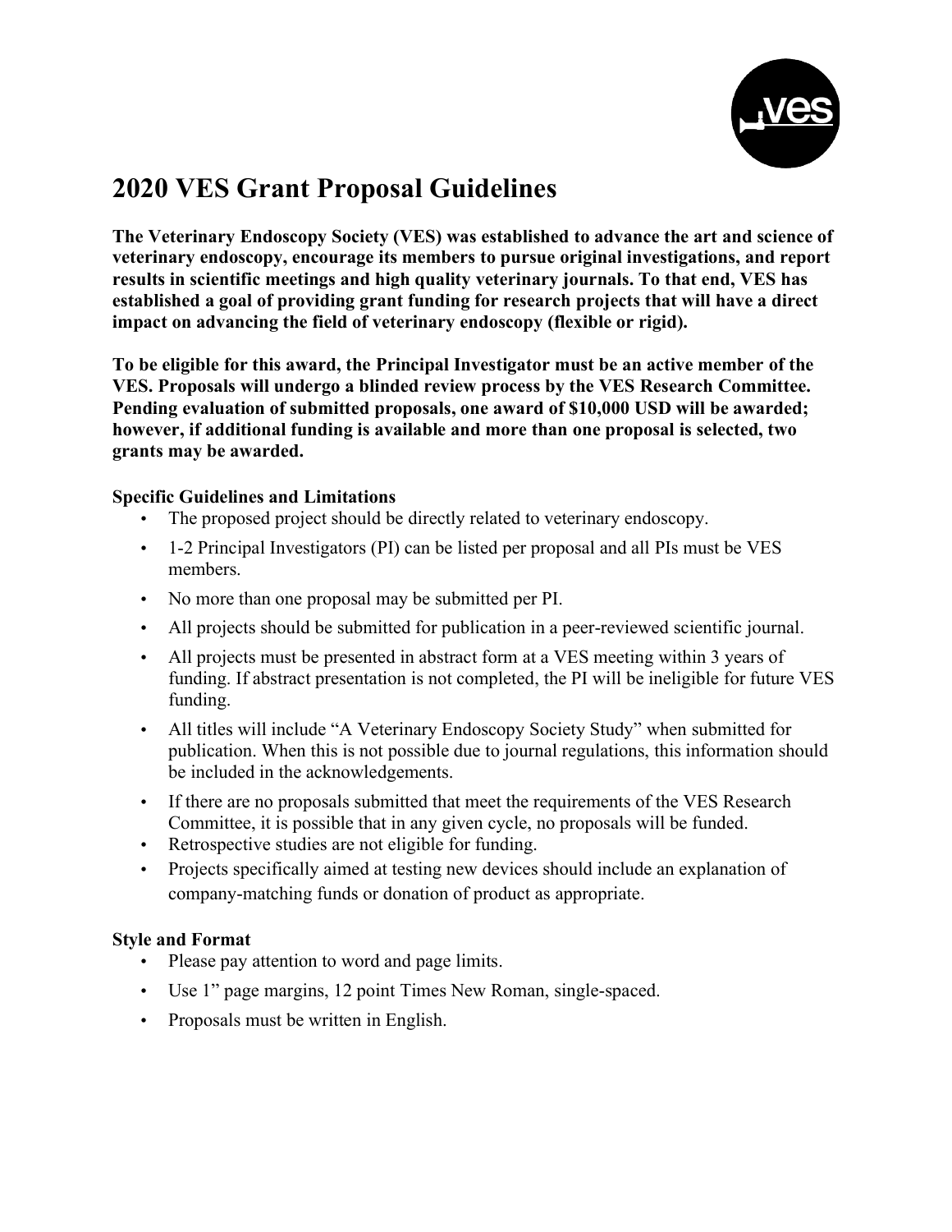# 2020 VES Grant Proposal Guidelines

**The Veterinary Endoscopy Society (VES) was established to advance the art and science of veterinary endoscopy, encourage its members to pursue original investigations, and report results in scientific meetings and high quality veterinary journals. To that end, VES has established a goal of providing grant funding for research projects that will have a direct impact on advancing the field of veterinary endoscopy (flexible or rigid).**

**To be eligible for this award, the Principal Investigator must be an active member of the VES. Proposals will undergo a blinded review process by the VES Research Committee. Pending evaluation of submitted proposals, one award of $10,000 USD will be awarded; however, if additional funding is available and more than one proposal is selected, two grants may be awarded.**

**Specific Guidelines and Limitations**

- The proposed project should be directly related to veterinary endoscopy.
- 1-2 Principal Investigators (PI) can be listed per proposal and all PIs must be VES members.
- No more than one proposal may be submitted per PI.
- All projects should be submitted for publication in a peer-reviewed scientific journal.
- All projects must be presented in abstract form at a VES meeting within 3 years of funding. If abstract presentation is not completed, the PI will be ineligible for future VES funding.
- All titles will include "A Veterinary Endoscopy Society Study" when submitted for publication. When this is not possible due to journal regulations, this information should be included in the acknowledgements.
- If there are no proposals submitted that meet the requirements of the VES Research Committee, it is possible that in any given cycle, no proposals will be funded.
- Retrospective studies are not eligible for funding.
- Projects specifically aimed at testing new devices should include an explanation of company-matching funds or donation of product as appropriate.

**Style and Format**

- Please pay attention to word and page limits.
- Use 1" page margins, 12 point Times New Roman, single-spaced.
- Proposals must be written in English.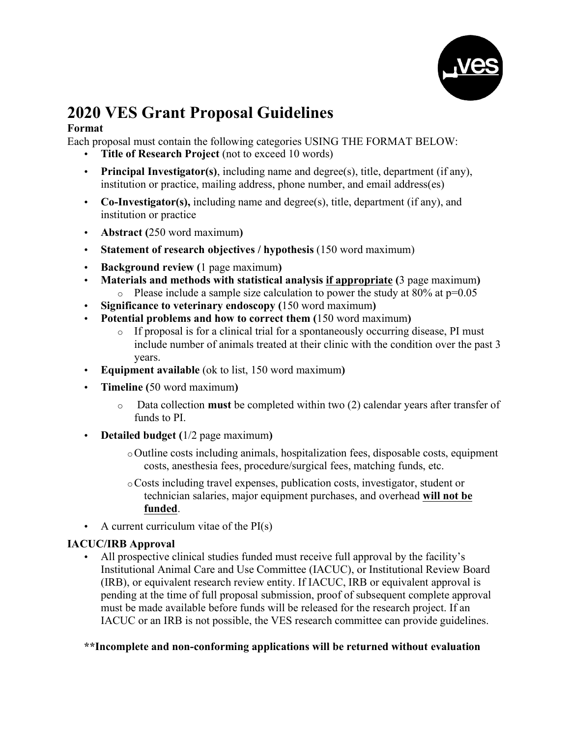# 2020 VES Grant Proposal Guidelines

**Format**

Each proposal must contain the following categories USING THE FORMAT BELOW:

- **Title of Research Project** (not to exceed 10 words)
- **Principal Investigator(s)**, including name and degree(s), title, department (if any), institution or practice, mailing address, phone number, and email address(es)
- **Co-Investigator(s),** including name and degree(s), title, department (if any), and institution or practice
- **Abstract (**250 word maximum**)**
- **Statement of research objectives / hypothesis** (150 word maximum)
- **Background review (**1 page maximum**)**
- **Materials and methods with statistical analysis <u>if appropriate</u> (**3 page maximum**)**
  - Please include a sample size calculation to power the study at 80% at $p=0.05$
- **Significance to veterinary endoscopy (**150 word maximum**)**
- **Potential problems and how to correct them (**150 word maximum**)**
  - If proposal is for a clinical trial for a spontaneously occurring disease, PI must include number of animals treated at their clinic with the condition over the past 3 years.
- **Equipment available** (ok to list, 150 word maximum**)**
- **Timeline (**50 word maximum**)**
  - Data collection **must** be completed within two (2) calendar years after transfer of funds to PI.
- **Detailed budget (**1/2 page maximum**)**
  - Outline costs including animals, hospitalization fees, disposable costs, equipment costs, anesthesia fees, procedure/surgical fees, matching funds, etc.
  - Costs including travel expenses, publication costs, investigator, student or technician salaries, major equipment purchases, and overhead **<u>will not be funded</u>**.
- A current curriculum vitae of the PI(s)

**IACUC/IRB Approval**

- All prospective clinical studies funded must receive full approval by the facility's Institutional Animal Care and Use Committee (IACUC), or Institutional Review Board (IRB), or equivalent research review entity. If IACUC, IRB or equivalent approval is pending at the time of full proposal submission, proof of subsequent complete approval must be made available before funds will be released for the research project. If an IACUC or an IRB is not possible, the VES research committee can provide guidelines.

**\*\*Incomplete and non-conforming applications will be returned without evaluation**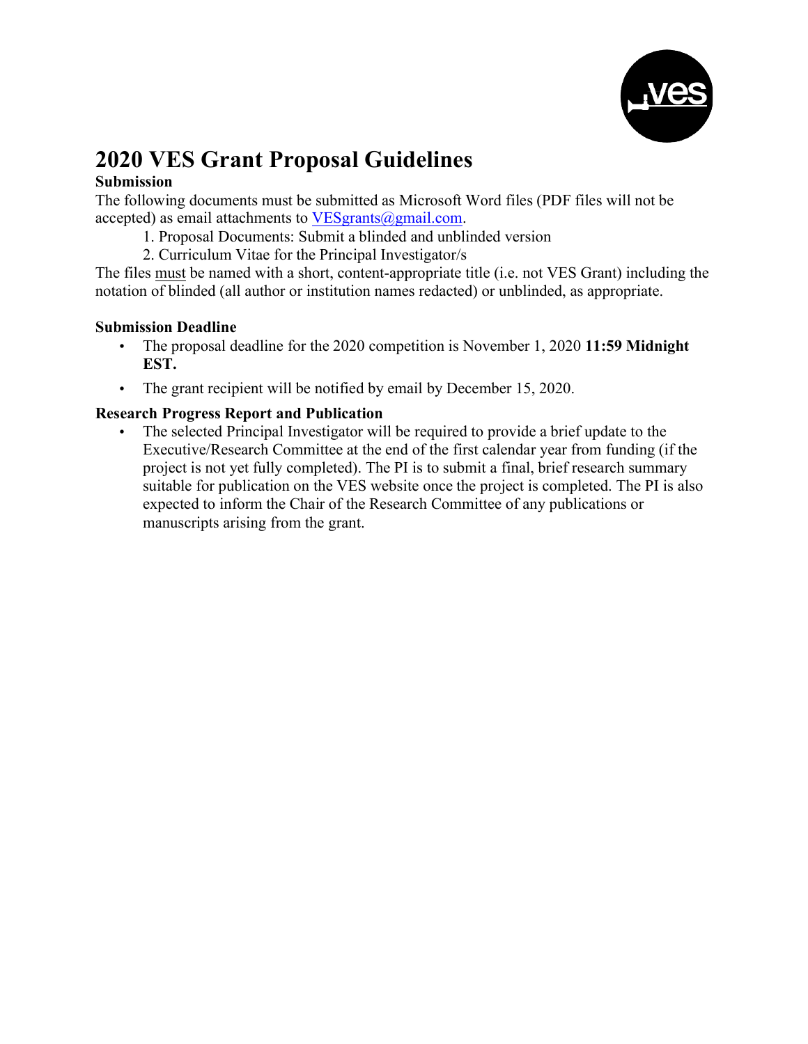# 2020 VES Grant Proposal Guidelines

**Submission**

The following documents must be submitted as Microsoft Word files (PDF files will not be accepted) as email attachments to VESgrants@gmail.com.

1. Proposal Documents: Submit a blinded and unblinded version
2. Curriculum Vitae for the Principal Investigator/s

The files must be named with a short, content-appropriate title (i.e. not VES Grant) including the notation of blinded (all author or institution names redacted) or unblinded, as appropriate.

**Submission Deadline**

- The proposal deadline for the 2020 competition is November 1, 2020 **11:59 Midnight EST.**
- The grant recipient will be notified by email by December 15, 2020.

**Research Progress Report and Publication**

- The selected Principal Investigator will be required to provide a brief update to the Executive/Research Committee at the end of the first calendar year from funding (if the project is not yet fully completed). The PI is to submit a final, brief research summary suitable for publication on the VES website once the project is completed. The PI is also expected to inform the Chair of the Research Committee of any publications or manuscripts arising from the grant.